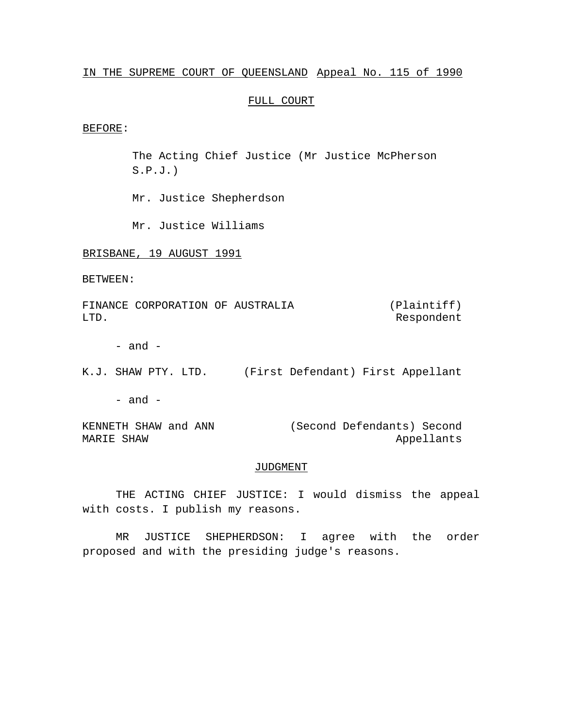IN THE SUPREME COURT OF QUEENSLAND Appeal No. 115 of 1990

FULL COURT

BEFORE:

The Acting Chief Justice (Mr Justice McPherson S.P.J.)

Mr. Justice Shepherdson

Mr. Justice Williams

BRISBANE, 19 AUGUST 1991

BETWEEN:

| | |
|---|---|
| FINANCE CORPORATION OF AUSTRALIA LTD. | (Plaintiff) Respondent |

- and -

| | |
|---|---|
| K.J. SHAW PTY. LTD. | (First Defendant) First Appellant |

- and -

| | |
|---|---|
| KENNETH SHAW and ANN MARIE SHAW | (Second Defendants) Second Appellants |

JUDGMENT

THE ACTING CHIEF JUSTICE: I would dismiss the appeal with costs. I publish my reasons.

MR JUSTICE SHEPHERDSON: I agree with the order proposed and with the presiding judge's reasons.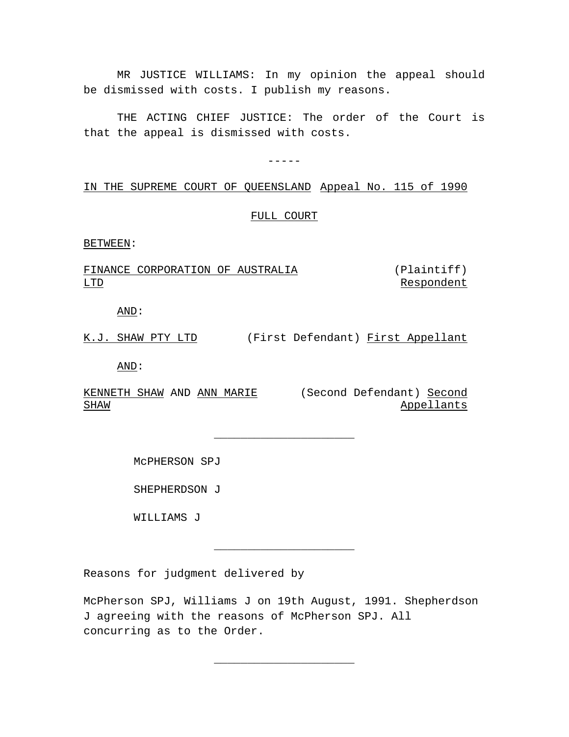MR JUSTICE WILLIAMS: In my opinion the appeal should be dismissed with costs. I publish my reasons.

THE ACTING CHIEF JUSTICE: The order of the Court is that the appeal is dismissed with costs.

-----

IN THE SUPREME COURT OF QUEENSLAND Appeal No. 115 of 1990

FULL COURT

BETWEEN:

FINANCE CORPORATION OF AUSTRALIA LTD (Plaintiff) Respondent

AND:

K.J. SHAW PTY LTD (First Defendant) First Appellant

AND:

KENNETH SHAW AND ANN MARIE SHAW (Second Defendant) Second Appellants

---

McPHERSON SPJ

SHEPHERDSON J

WILLIAMS J

---

Reasons for judgment delivered by

McPherson SPJ, Williams J on 19th August, 1991. Shepherdson J agreeing with the reasons of McPherson SPJ. All concurring as to the Order.

---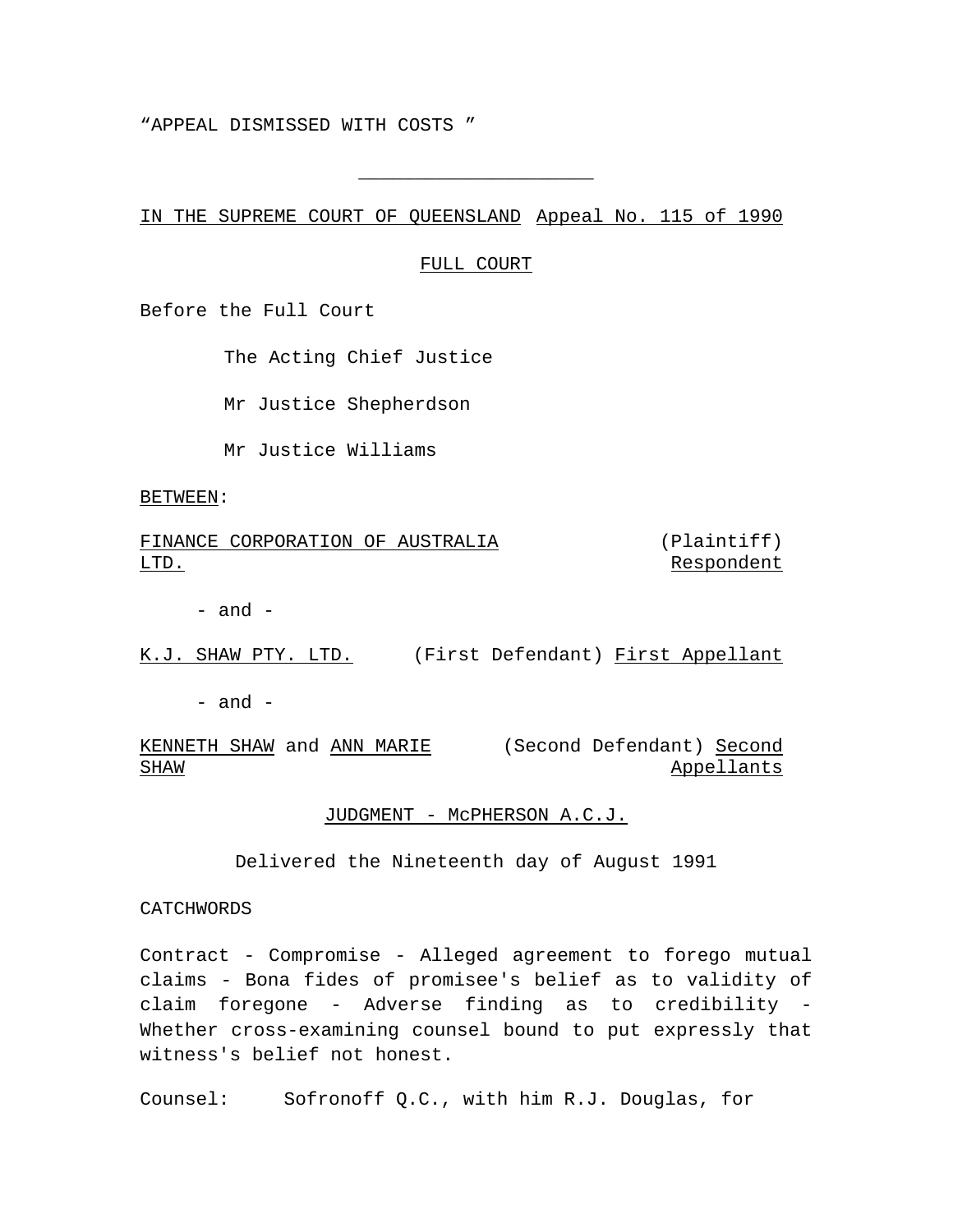“APPEAL DISMISSED WITH COSTS ”

---

IN THE SUPREME COURT OF QUEENSLAND Appeal No. 115 of 1990

FULL COURT

Before the Full Court

The Acting Chief Justice

Mr Justice Shepherdson

Mr Justice Williams

BETWEEN:

FINANCE CORPORATION OF AUSTRALIA LTD. (Plaintiff) Respondent

- and -

K.J. SHAW PTY. LTD. (First Defendant) First Appellant

- and -

KENNETH SHAW and ANN MARIE SHAW (Second Defendant) Second Appellants

JUDGMENT - McPHERSON A.C.J.

Delivered the Nineteenth day of August 1991

CATCHWORDS

Contract - Compromise - Alleged agreement to forego mutual claims - Bona fides of promisee's belief as to validity of claim foregone - Adverse finding as to credibility - Whether cross-examining counsel bound to put expressly that witness's belief not honest.

Counsel: Sofronoff Q.C., with him R.J. Douglas, for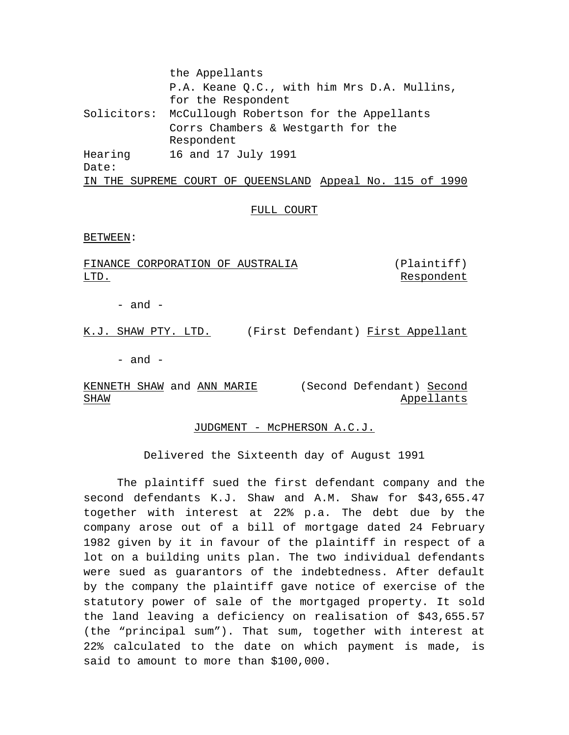the Appellants

P.A. Keane Q.C., with him Mrs D.A. Mullins, for the Respondent

Solicitors: McCullough Robertson for the Appellants

Corrs Chambers & Westgarth for the Respondent

Hearing Date: 16 and 17 July 1991

IN THE SUPREME COURT OF QUEENSLAND Appeal No. 115 of 1990

FULL COURT

BETWEEN:

FINANCE CORPORATION OF AUSTRALIA LTD. (Plaintiff) Respondent

- and -

K.J. SHAW PTY. LTD. (First Defendant) First Appellant

- and -

KENNETH SHAW and ANN MARIE SHAW (Second Defendant) Second Appellants

JUDGMENT - McPHERSON A.C.J.

Delivered the Sixteenth day of August 1991

The plaintiff sued the first defendant company and the second defendants K.J. Shaw and A.M. Shaw for $43,655.47 together with interest at 22% p.a. The debt due by the company arose out of a bill of mortgage dated 24 February 1982 given by it in favour of the plaintiff in respect of a lot on a building units plan. The two individual defendants were sued as guarantors of the indebtedness. After default by the company the plaintiff gave notice of exercise of the statutory power of sale of the mortgaged property. It sold the land leaving a deficiency on realisation of $43,655.57 (the “principal sum”). That sum, together with interest at 22% calculated to the date on which payment is made, is said to amount to more than $100,000.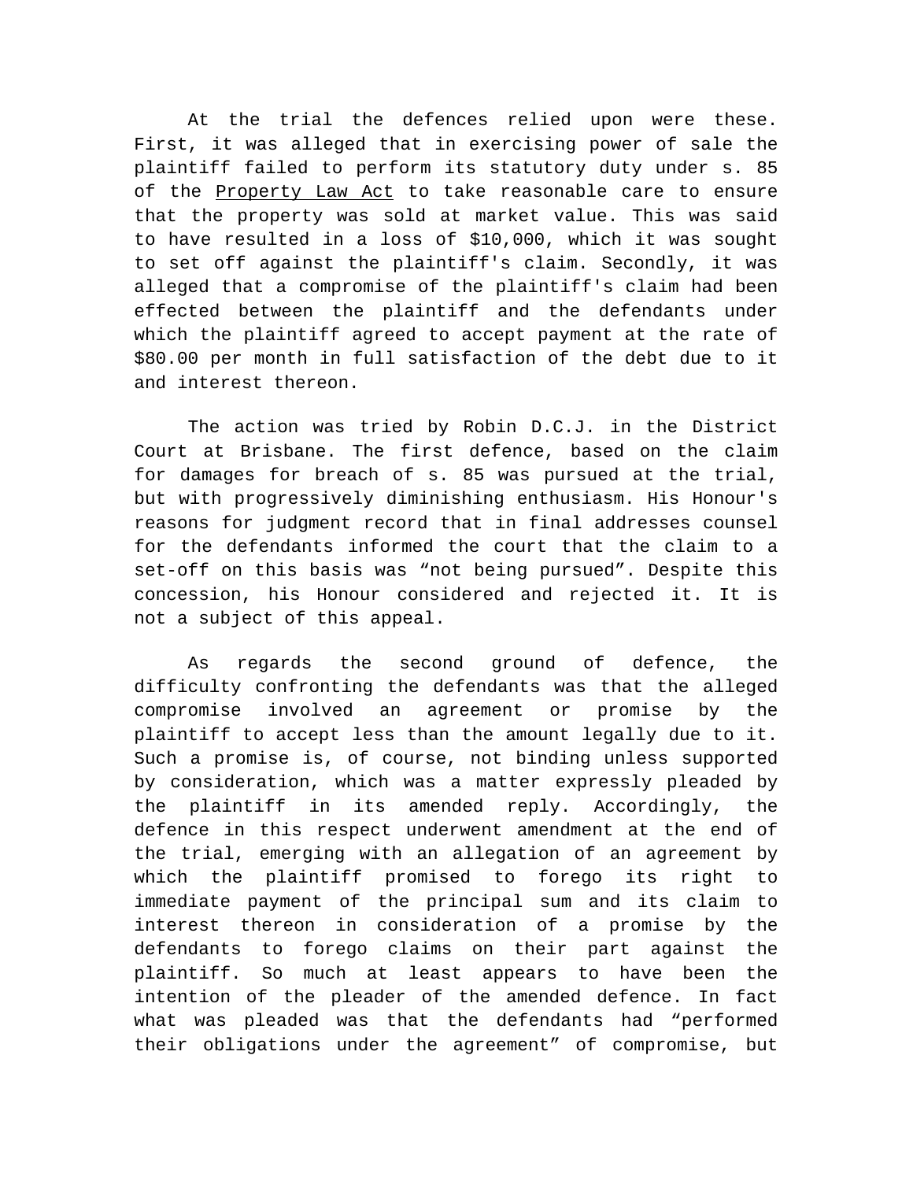At the trial the defences relied upon were these. First, it was alleged that in exercising power of sale the plaintiff failed to perform its statutory duty under s. 85 of the Property Law Act to take reasonable care to ensure that the property was sold at market value. This was said to have resulted in a loss of $10,000, which it was sought to set off against the plaintiff's claim. Secondly, it was alleged that a compromise of the plaintiff's claim had been effected between the plaintiff and the defendants under which the plaintiff agreed to accept payment at the rate of $80.00 per month in full satisfaction of the debt due to it and interest thereon.

The action was tried by Robin D.C.J. in the District Court at Brisbane. The first defence, based on the claim for damages for breach of s. 85 was pursued at the trial, but with progressively diminishing enthusiasm. His Honour's reasons for judgment record that in final addresses counsel for the defendants informed the court that the claim to a set-off on this basis was “not being pursued”. Despite this concession, his Honour considered and rejected it. It is not a subject of this appeal.

As regards the second ground of defence, the difficulty confronting the defendants was that the alleged compromise involved an agreement or promise by the plaintiff to accept less than the amount legally due to it. Such a promise is, of course, not binding unless supported by consideration, which was a matter expressly pleaded by the plaintiff in its amended reply. Accordingly, the defence in this respect underwent amendment at the end of the trial, emerging with an allegation of an agreement by which the plaintiff promised to forego its right to immediate payment of the principal sum and its claim to interest thereon in consideration of a promise by the defendants to forego claims on their part against the plaintiff. So much at least appears to have been the intention of the pleader of the amended defence. In fact what was pleaded was that the defendants had “performed their obligations under the agreement” of compromise, but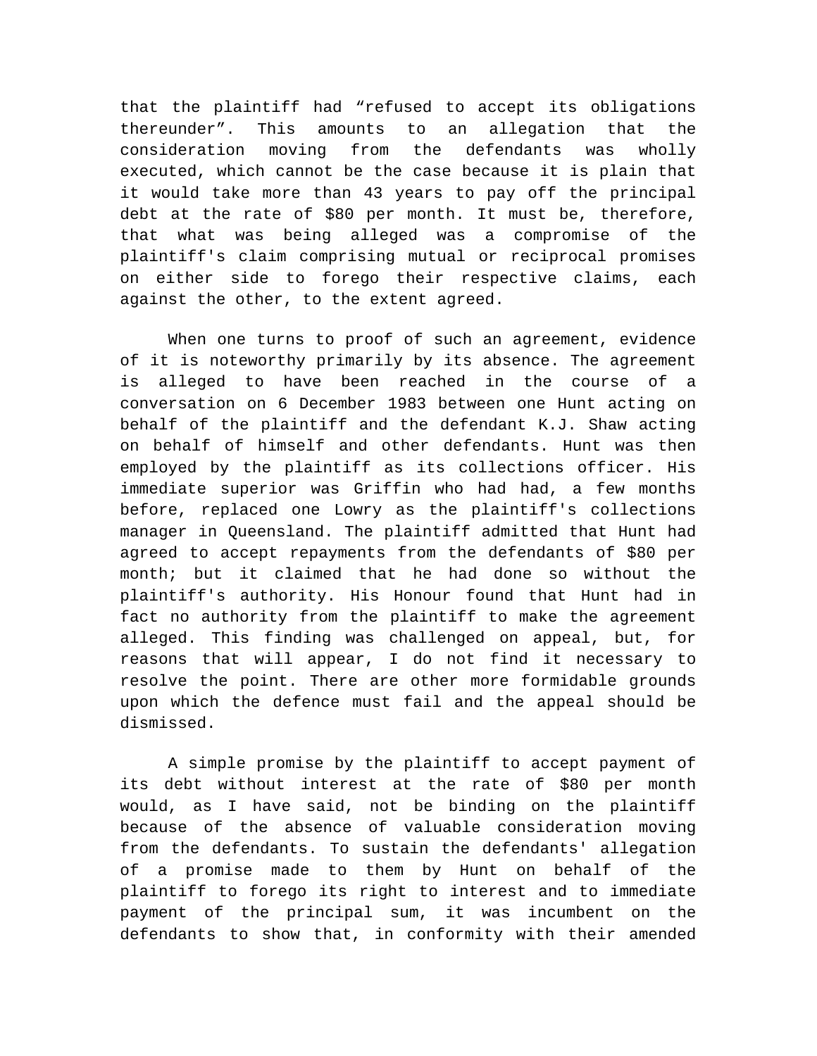that the plaintiff had “refused to accept its obligations thereunder”. This amounts to an allegation that the consideration moving from the defendants was wholly executed, which cannot be the case because it is plain that it would take more than 43 years to pay off the principal debt at the rate of $80 per month. It must be, therefore, that what was being alleged was a compromise of the plaintiff's claim comprising mutual or reciprocal promises on either side to forego their respective claims, each against the other, to the extent agreed.

When one turns to proof of such an agreement, evidence of it is noteworthy primarily by its absence. The agreement is alleged to have been reached in the course of a conversation on 6 December 1983 between one Hunt acting on behalf of the plaintiff and the defendant K.J. Shaw acting on behalf of himself and other defendants. Hunt was then employed by the plaintiff as its collections officer. His immediate superior was Griffin who had had, a few months before, replaced one Lowry as the plaintiff's collections manager in Queensland. The plaintiff admitted that Hunt had agreed to accept repayments from the defendants of $80 per month; but it claimed that he had done so without the plaintiff's authority. His Honour found that Hunt had in fact no authority from the plaintiff to make the agreement alleged. This finding was challenged on appeal, but, for reasons that will appear, I do not find it necessary to resolve the point. There are other more formidable grounds upon which the defence must fail and the appeal should be dismissed.

A simple promise by the plaintiff to accept payment of its debt without interest at the rate of $80 per month would, as I have said, not be binding on the plaintiff because of the absence of valuable consideration moving from the defendants. To sustain the defendants' allegation of a promise made to them by Hunt on behalf of the plaintiff to forego its right to interest and to immediate payment of the principal sum, it was incumbent on the defendants to show that, in conformity with their amended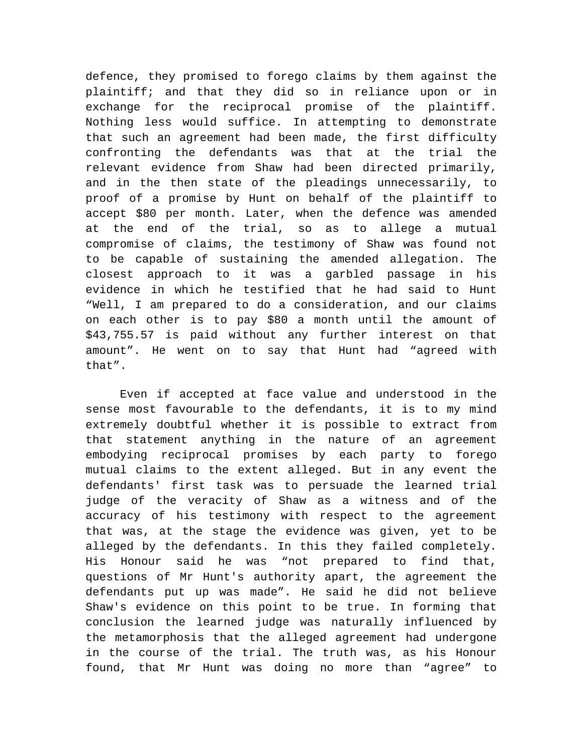defence, they promised to forego claims by them against the plaintiff; and that they did so in reliance upon or in exchange for the reciprocal promise of the plaintiff. Nothing less would suffice. In attempting to demonstrate that such an agreement had been made, the first difficulty confronting the defendants was that at the trial the relevant evidence from Shaw had been directed primarily, and in the then state of the pleadings unnecessarily, to proof of a promise by Hunt on behalf of the plaintiff to accept $80 per month. Later, when the defence was amended at the end of the trial, so as to allege a mutual compromise of claims, the testimony of Shaw was found not to be capable of sustaining the amended allegation. The closest approach to it was a garbled passage in his evidence in which he testified that he had said to Hunt "Well, I am prepared to do a consideration, and our claims on each other is to pay $80 a month until the amount of $43,755.57 is paid without any further interest on that amount". He went on to say that Hunt had "agreed with that".

Even if accepted at face value and understood in the sense most favourable to the defendants, it is to my mind extremely doubtful whether it is possible to extract from that statement anything in the nature of an agreement embodying reciprocal promises by each party to forego mutual claims to the extent alleged. But in any event the defendants' first task was to persuade the learned trial judge of the veracity of Shaw as a witness and of the accuracy of his testimony with respect to the agreement that was, at the stage the evidence was given, yet to be alleged by the defendants. In this they failed completely. His Honour said he was "not prepared to find that, questions of Mr Hunt's authority apart, the agreement the defendants put up was made". He said he did not believe Shaw's evidence on this point to be true. In forming that conclusion the learned judge was naturally influenced by the metamorphosis that the alleged agreement had undergone in the course of the trial. The truth was, as his Honour found, that Mr Hunt was doing no more than "agree" to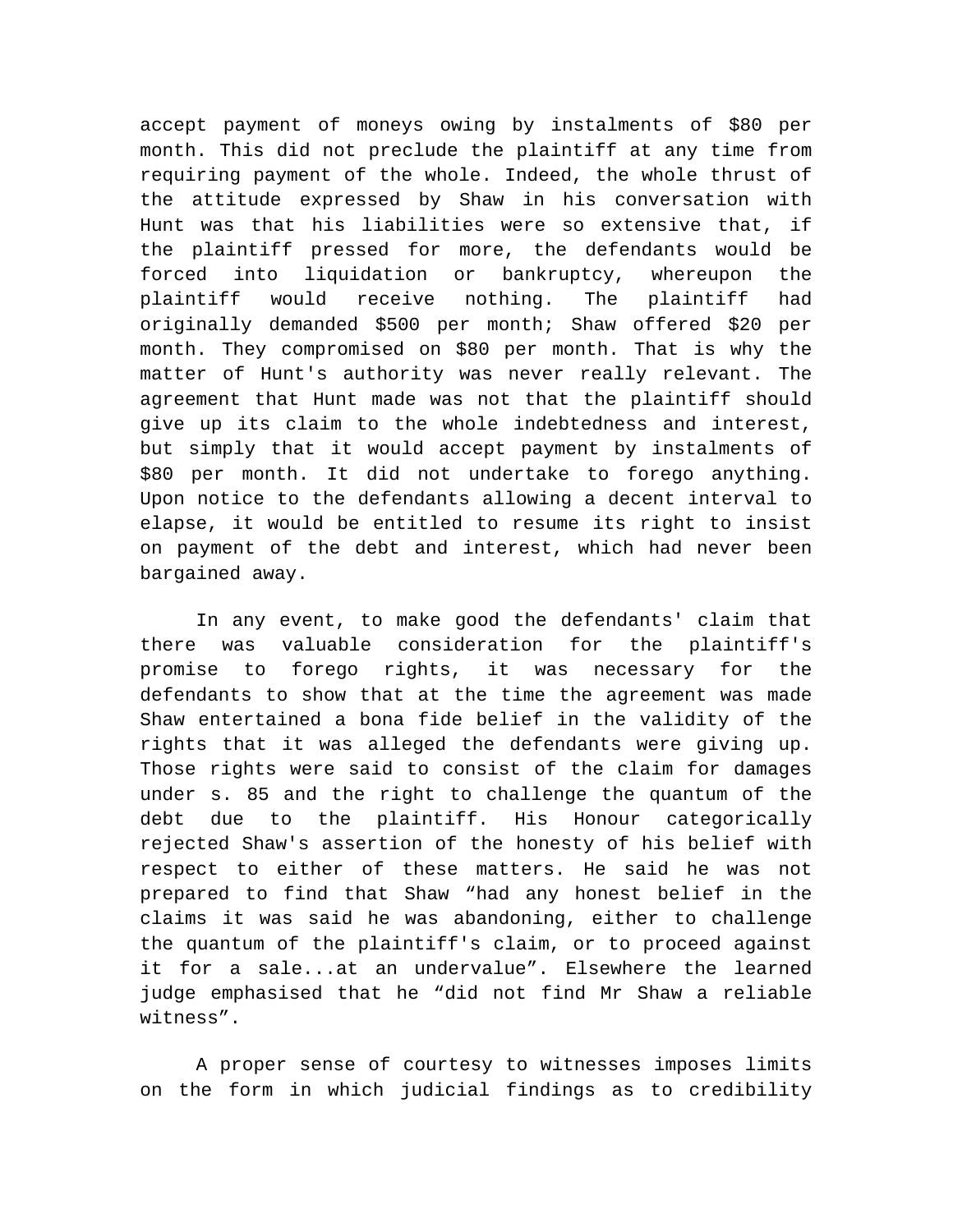accept payment of moneys owing by instalments of $80 per month. This did not preclude the plaintiff at any time from requiring payment of the whole. Indeed, the whole thrust of the attitude expressed by Shaw in his conversation with Hunt was that his liabilities were so extensive that, if the plaintiff pressed for more, the defendants would be forced into liquidation or bankruptcy, whereupon the plaintiff would receive nothing. The plaintiff had originally demanded $500 per month; Shaw offered $20 per month. They compromised on $80 per month. That is why the matter of Hunt's authority was never really relevant. The agreement that Hunt made was not that the plaintiff should give up its claim to the whole indebtedness and interest, but simply that it would accept payment by instalments of $80 per month. It did not undertake to forego anything. Upon notice to the defendants allowing a decent interval to elapse, it would be entitled to resume its right to insist on payment of the debt and interest, which had never been bargained away.

In any event, to make good the defendants' claim that there was valuable consideration for the plaintiff's promise to forego rights, it was necessary for the defendants to show that at the time the agreement was made Shaw entertained a bona fide belief in the validity of the rights that it was alleged the defendants were giving up. Those rights were said to consist of the claim for damages under s. 85 and the right to challenge the quantum of the debt due to the plaintiff. His Honour categorically rejected Shaw's assertion of the honesty of his belief with respect to either of these matters. He said he was not prepared to find that Shaw "had any honest belief in the claims it was said he was abandoning, either to challenge the quantum of the plaintiff's claim, or to proceed against it for a sale...at an undervalue". Elsewhere the learned judge emphasised that he "did not find Mr Shaw a reliable witness".

A proper sense of courtesy to witnesses imposes limits on the form in which judicial findings as to credibility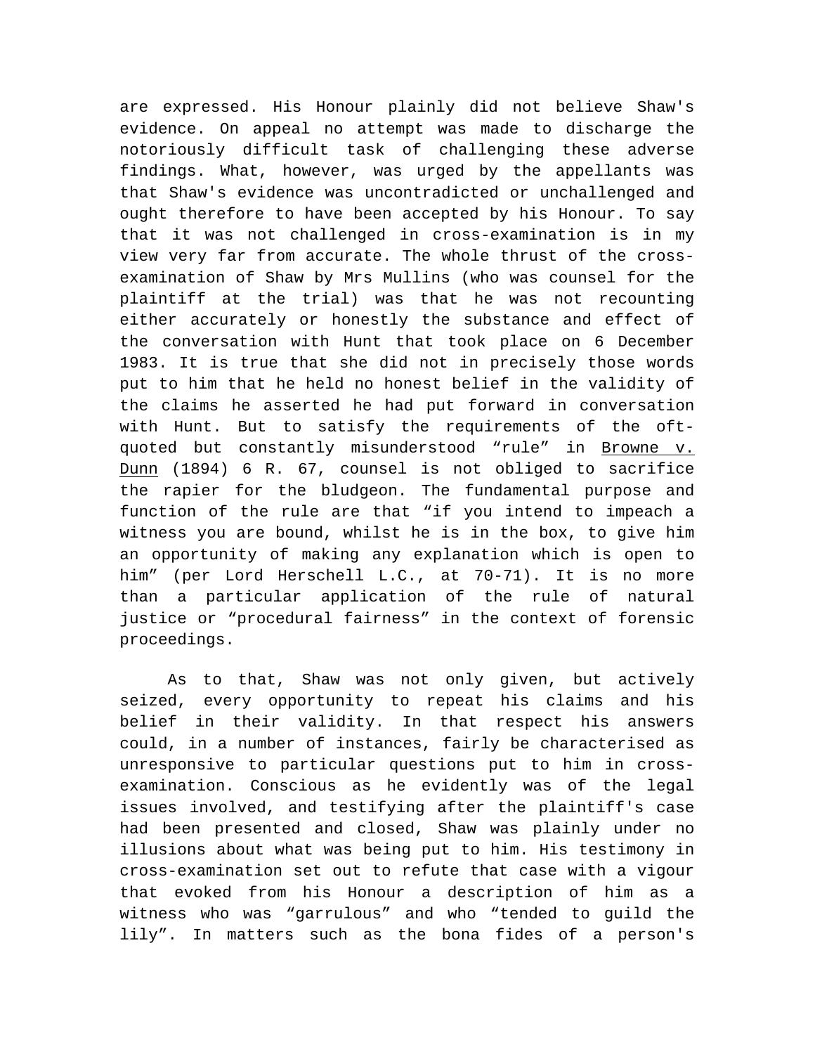are expressed. His Honour plainly did not believe Shaw's evidence. On appeal no attempt was made to discharge the notoriously difficult task of challenging these adverse findings. What, however, was urged by the appellants was that Shaw's evidence was uncontradicted or unchallenged and ought therefore to have been accepted by his Honour. To say that it was not challenged in cross-examination is in my view very far from accurate. The whole thrust of the cross-examination of Shaw by Mrs Mullins (who was counsel for the plaintiff at the trial) was that he was not recounting either accurately or honestly the substance and effect of the conversation with Hunt that took place on 6 December 1983. It is true that she did not in precisely those words put to him that he held no honest belief in the validity of the claims he asserted he had put forward in conversation with Hunt. But to satisfy the requirements of the oft-quoted but constantly misunderstood "rule" in Browne v. Dunn (1894) 6 R. 67, counsel is not obliged to sacrifice the rapier for the bludgeon. The fundamental purpose and function of the rule are that "if you intend to impeach a witness you are bound, whilst he is in the box, to give him an opportunity of making any explanation which is open to him" (per Lord Herschell L.C., at 70-71). It is no more than a particular application of the rule of natural justice or "procedural fairness" in the context of forensic proceedings.

As to that, Shaw was not only given, but actively seized, every opportunity to repeat his claims and his belief in their validity. In that respect his answers could, in a number of instances, fairly be characterised as unresponsive to particular questions put to him in cross-examination. Conscious as he evidently was of the legal issues involved, and testifying after the plaintiff's case had been presented and closed, Shaw was plainly under no illusions about what was being put to him. His testimony in cross-examination set out to refute that case with a vigour that evoked from his Honour a description of him as a witness who was "garrulous" and who "tended to guild the lily". In matters such as the bona fides of a person's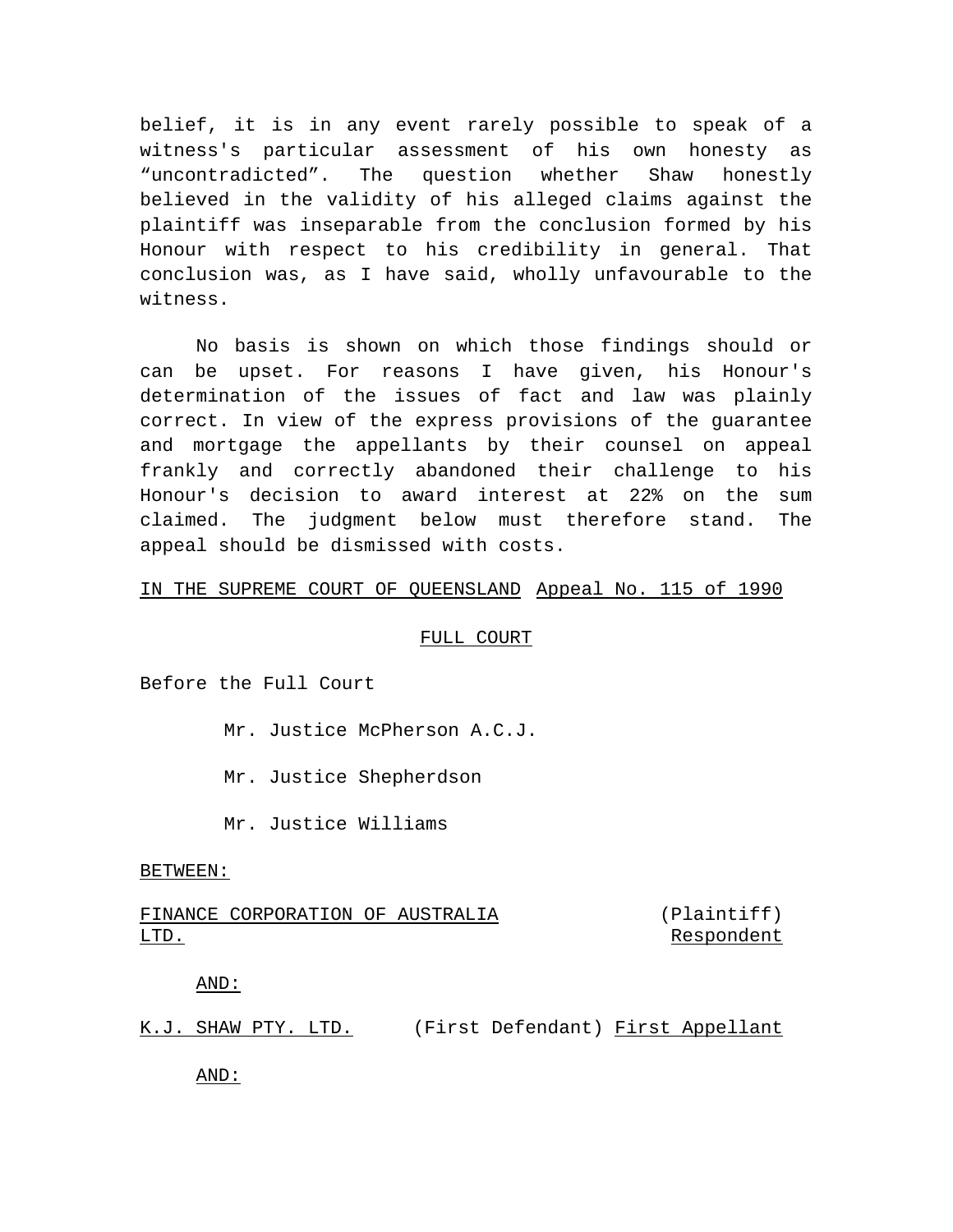belief, it is in any event rarely possible to speak of a witness's particular assessment of his own honesty as "uncontradicted". The question whether Shaw honestly believed in the validity of his alleged claims against the plaintiff was inseparable from the conclusion formed by his Honour with respect to his credibility in general. That conclusion was, as I have said, wholly unfavourable to the witness.

No basis is shown on which those findings should or can be upset. For reasons I have given, his Honour's determination of the issues of fact and law was plainly correct. In view of the express provisions of the guarantee and mortgage the appellants by their counsel on appeal frankly and correctly abandoned their challenge to his Honour's decision to award interest at 22% on the sum claimed. The judgment below must therefore stand. The appeal should be dismissed with costs.

IN THE SUPREME COURT OF QUEENSLAND Appeal No. 115 of 1990

FULL COURT

Before the Full Court

Mr. Justice McPherson A.C.J.

Mr. Justice Shepherdson

Mr. Justice Williams

BETWEEN:

FINANCE CORPORATION OF AUSTRALIA LTD. (Plaintiff) Respondent

AND:

K.J. SHAW PTY. LTD. (First Defendant) First Appellant

AND: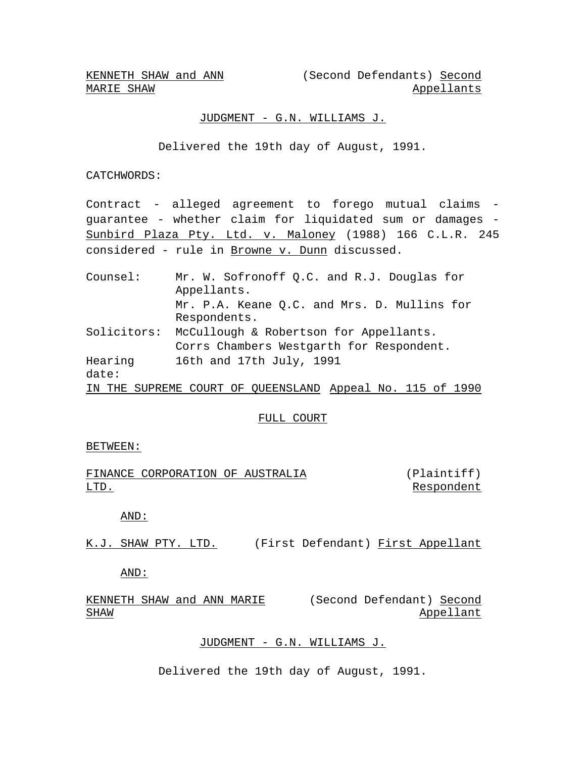KENNETH SHAW and ANN MARIE SHAW (Second Defendants) Second Appellants

JUDGMENT - G.N. WILLIAMS J.

Delivered the 19th day of August, 1991.

CATCHWORDS:

Contract - alleged agreement to forego mutual claims - guarantee - whether claim for liquidated sum or damages - Sunbird Plaza Pty. Ltd. v. Maloney (1988) 166 C.L.R. 245 considered - rule in Browne v. Dunn discussed.

| | |
|---|---|
| Counsel: | Mr. W. Sofronoff Q.C. and R.J. Douglas for Appellants. |
| | Mr. P.A. Keane Q.C. and Mrs. D. Mullins for Respondents. |
| Solicitors: | McCullough & Robertson for Appellants. |
| | Corrs Chambers Westgarth for Respondent. |
| Hearing date: | 16th and 17th July, 1991 |

IN THE SUPREME COURT OF QUEENSLAND Appeal No. 115 of 1990

FULL COURT

BETWEEN:

FINANCE CORPORATION OF AUSTRALIA LTD. (Plaintiff) Respondent

AND:

K.J. SHAW PTY. LTD. (First Defendant) First Appellant

AND:

KENNETH SHAW and ANN MARIE SHAW (Second Defendant) Second Appellant

JUDGMENT - G.N. WILLIAMS J.

Delivered the 19th day of August, 1991.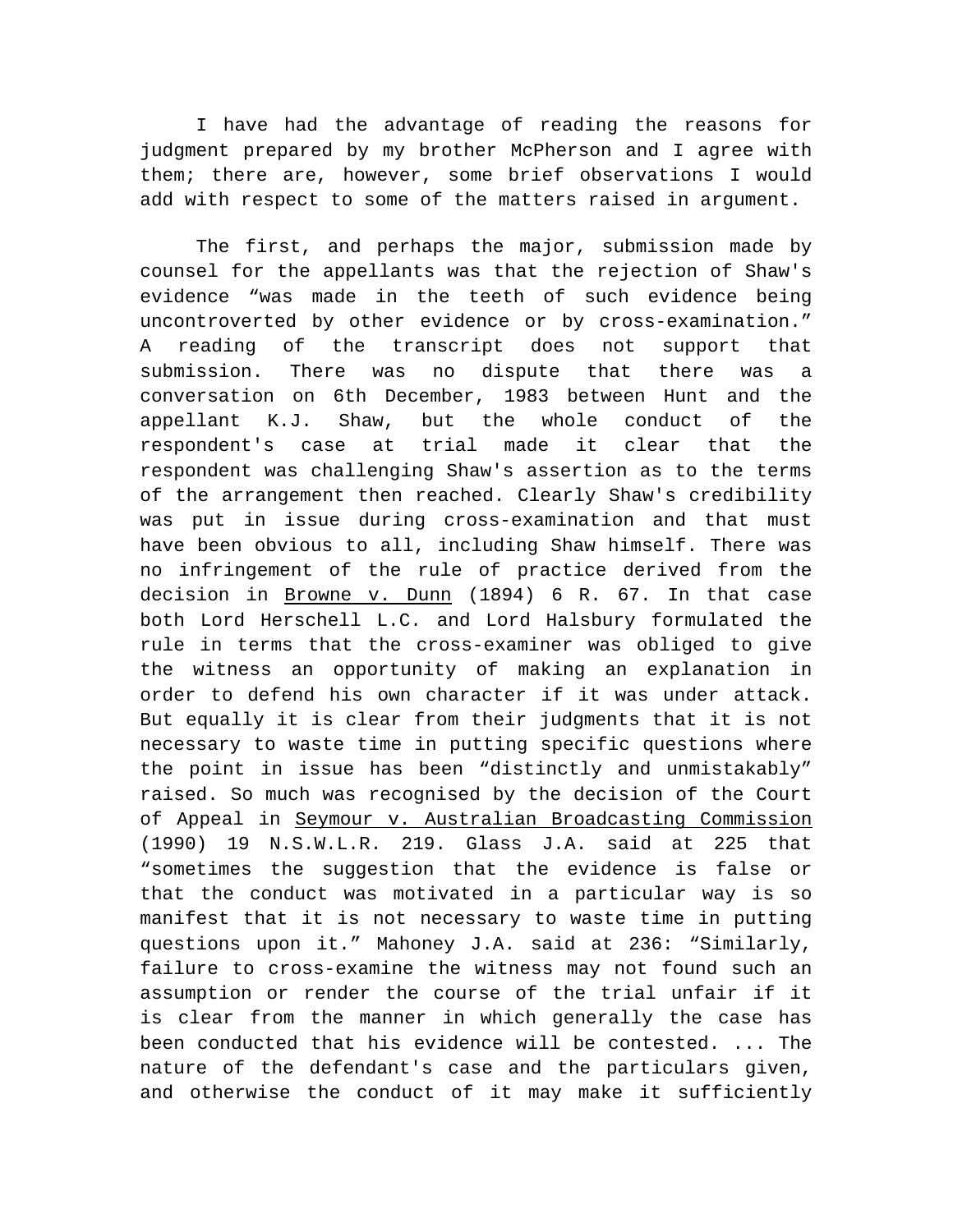I have had the advantage of reading the reasons for judgment prepared by my brother McPherson and I agree with them; there are, however, some brief observations I would add with respect to some of the matters raised in argument.

The first, and perhaps the major, submission made by counsel for the appellants was that the rejection of Shaw's evidence "was made in the teeth of such evidence being uncontroverted by other evidence or by cross-examination." A reading of the transcript does not support that submission. There was no dispute that there was a conversation on 6th December, 1983 between Hunt and the appellant K.J. Shaw, but the whole conduct of the respondent's case at trial made it clear that the respondent was challenging Shaw's assertion as to the terms of the arrangement then reached. Clearly Shaw's credibility was put in issue during cross-examination and that must have been obvious to all, including Shaw himself. There was no infringement of the rule of practice derived from the decision in Browne v. Dunn (1894) 6 R. 67. In that case both Lord Herschell L.C. and Lord Halsbury formulated the rule in terms that the cross-examiner was obliged to give the witness an opportunity of making an explanation in order to defend his own character if it was under attack. But equally it is clear from their judgments that it is not necessary to waste time in putting specific questions where the point in issue has been "distinctly and unmistakably" raised. So much was recognised by the decision of the Court of Appeal in Seymour v. Australian Broadcasting Commission (1990) 19 N.S.W.L.R. 219. Glass J.A. said at 225 that "sometimes the suggestion that the evidence is false or that the conduct was motivated in a particular way is so manifest that it is not necessary to waste time in putting questions upon it." Mahoney J.A. said at 236: "Similarly, failure to cross-examine the witness may not found such an assumption or render the course of the trial unfair if it is clear from the manner in which generally the case has been conducted that his evidence will be contested. ... The nature of the defendant's case and the particulars given, and otherwise the conduct of it may make it sufficiently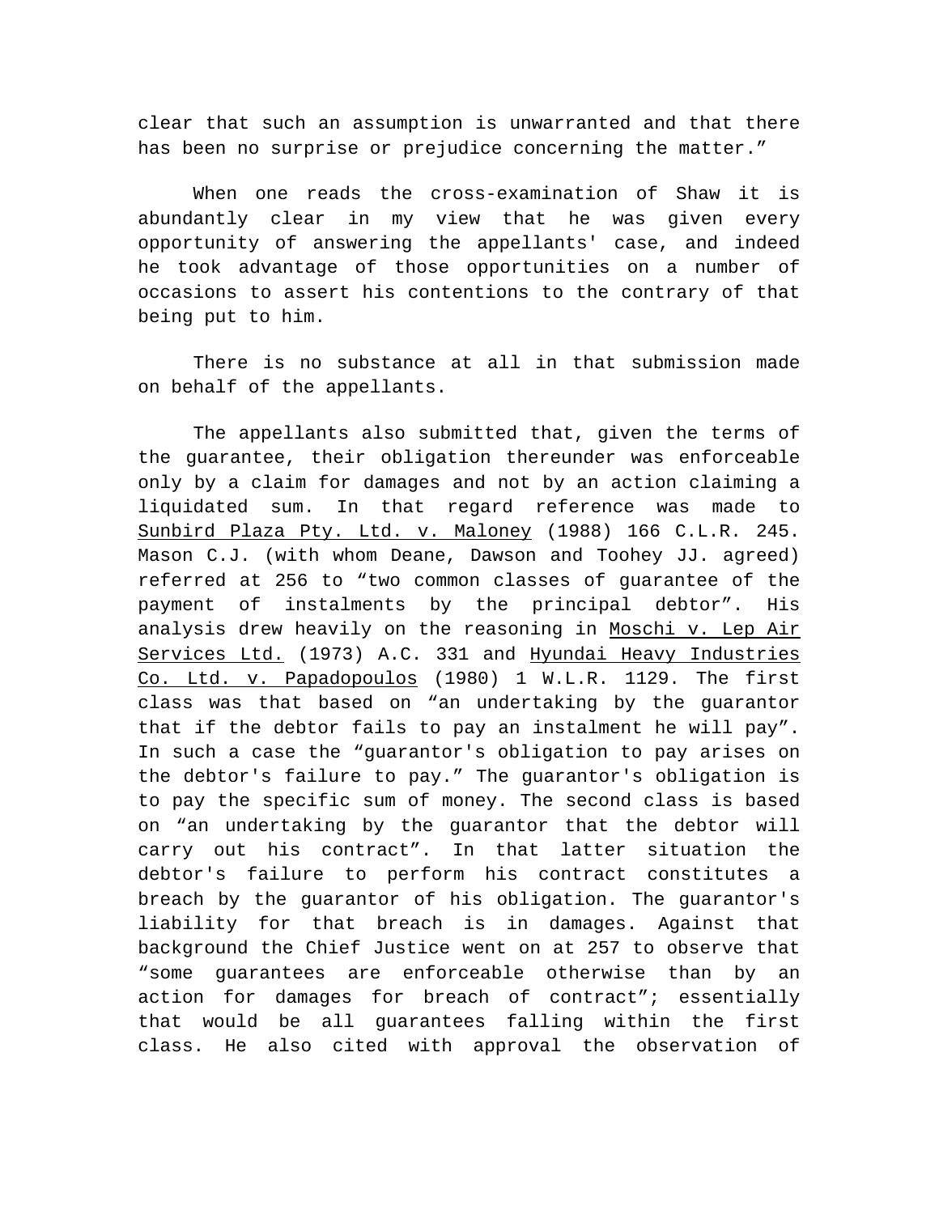clear that such an assumption is unwarranted and that there has been no surprise or prejudice concerning the matter."

When one reads the cross-examination of Shaw it is abundantly clear in my view that he was given every opportunity of answering the appellants' case, and indeed he took advantage of those opportunities on a number of occasions to assert his contentions to the contrary of that being put to him.

There is no substance at all in that submission made on behalf of the appellants.

The appellants also submitted that, given the terms of the guarantee, their obligation thereunder was enforceable only by a claim for damages and not by an action claiming a liquidated sum. In that regard reference was made to Sunbird Plaza Pty. Ltd. v. Maloney (1988) 166 C.L.R. 245. Mason C.J. (with whom Deane, Dawson and Toohey JJ. agreed) referred at 256 to "two common classes of guarantee of the payment of instalments by the principal debtor". His analysis drew heavily on the reasoning in Moschi v. Lep Air Services Ltd. (1973) A.C. 331 and Hyundai Heavy Industries Co. Ltd. v. Papadopoulos (1980) 1 W.L.R. 1129. The first class was that based on "an undertaking by the guarantor that if the debtor fails to pay an instalment he will pay". In such a case the "guarantor's obligation to pay arises on the debtor's failure to pay." The guarantor's obligation is to pay the specific sum of money. The second class is based on "an undertaking by the guarantor that the debtor will carry out his contract". In that latter situation the debtor's failure to perform his contract constitutes a breach by the guarantor of his obligation. The guarantor's liability for that breach is in damages. Against that background the Chief Justice went on at 257 to observe that "some guarantees are enforceable otherwise than by an action for damages for breach of contract"; essentially that would be all guarantees falling within the first class. He also cited with approval the observation of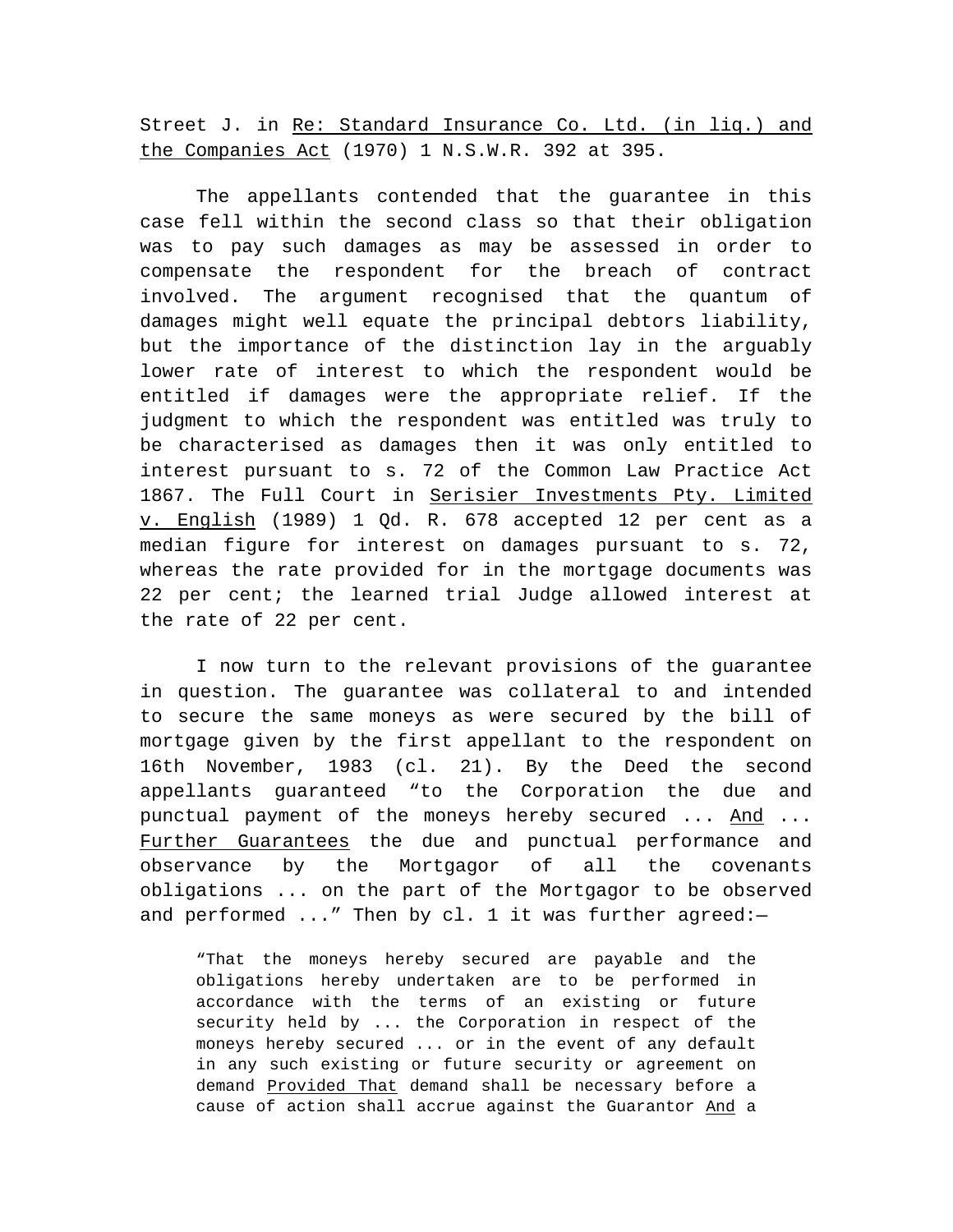Street J. in <u>Re: Standard Insurance Co. Ltd. (in liq.) and the Companies Act</u> (1970) 1 N.S.W.R. 392 at 395.

The appellants contended that the guarantee in this case fell within the second class so that their obligation was to pay such damages as may be assessed in order to compensate the respondent for the breach of contract involved. The argument recognised that the quantum of damages might well equate the principal debtors liability, but the importance of the distinction lay in the arguably lower rate of interest to which the respondent would be entitled if damages were the appropriate relief. If the judgment to which the respondent was entitled was truly to be characterised as damages then it was only entitled to interest pursuant to s. 72 of the Common Law Practice Act 1867. The Full Court in <u>Serisier Investments Pty. Limited v. English</u> (1989) 1 Qd. R. 678 accepted 12 per cent as a median figure for interest on damages pursuant to s. 72, whereas the rate provided for in the mortgage documents was 22 per cent; the learned trial Judge allowed interest at the rate of 22 per cent.

I now turn to the relevant provisions of the guarantee in question. The guarantee was collateral to and intended to secure the same moneys as were secured by the bill of mortgage given by the first appellant to the respondent on 16th November, 1983 (cl. 21). By the Deed the second appellants guaranteed "to the Corporation the due and punctual payment of the moneys hereby secured ... <u>And</u> ... <u>Further Guarantees</u> the due and punctual performance and observance by the Mortgagor of all the covenants obligations ... on the part of the Mortgagor to be observed and performed ..." Then by cl. 1 it was further agreed:—

> "That the moneys hereby secured are payable and the obligations hereby undertaken are to be performed in accordance with the terms of an existing or future security held by ... the Corporation in respect of the moneys hereby secured ... or in the event of any default in any such existing or future security or agreement on demand <u>Provided That</u> demand shall be necessary before a cause of action shall accrue against the Guarantor <u>And</u> a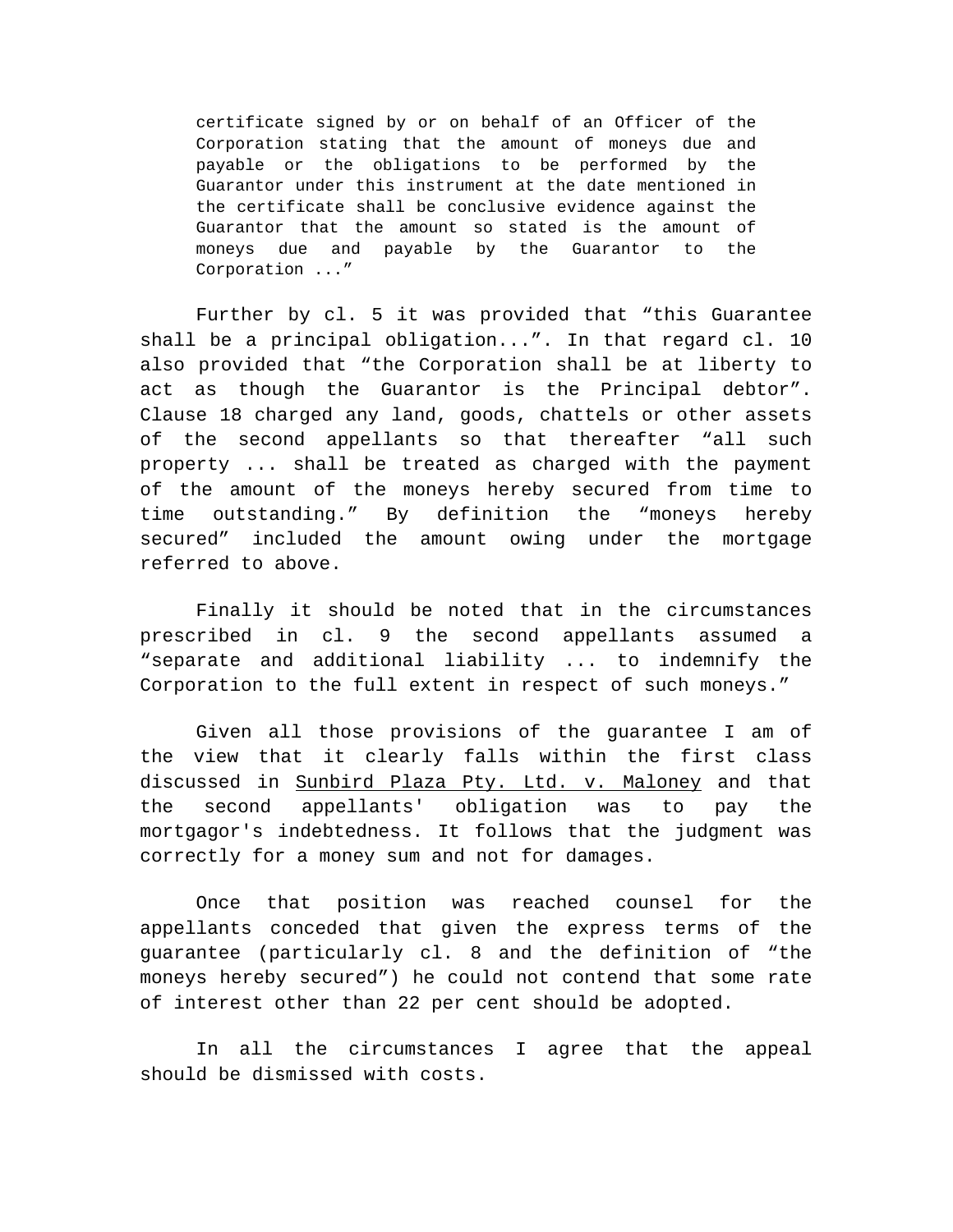> certificate signed by or on behalf of an Officer of the Corporation stating that the amount of moneys due and payable or the obligations to be performed by the Guarantor under this instrument at the date mentioned in the certificate shall be conclusive evidence against the Guarantor that the amount so stated is the amount of moneys due and payable by the Guarantor to the Corporation ..."

Further by cl. 5 it was provided that "this Guarantee shall be a principal obligation...". In that regard cl. 10 also provided that "the Corporation shall be at liberty to act as though the Guarantor is the Principal debtor". Clause 18 charged any land, goods, chattels or other assets of the second appellants so that thereafter "all such property ... shall be treated as charged with the payment of the amount of the moneys hereby secured from time to time outstanding." By definition the "moneys hereby secured" included the amount owing under the mortgage referred to above.

Finally it should be noted that in the circumstances prescribed in cl. 9 the second appellants assumed a "separate and additional liability ... to indemnify the Corporation to the full extent in respect of such moneys."

Given all those provisions of the guarantee I am of the view that it clearly falls within the first class discussed in Sunbird Plaza Pty. Ltd. v. Maloney and that the second appellants' obligation was to pay the mortgagor's indebtedness. It follows that the judgment was correctly for a money sum and not for damages.

Once that position was reached counsel for the appellants conceded that given the express terms of the guarantee (particularly cl. 8 and the definition of "the moneys hereby secured") he could not contend that some rate of interest other than 22 per cent should be adopted.

In all the circumstances I agree that the appeal should be dismissed with costs.